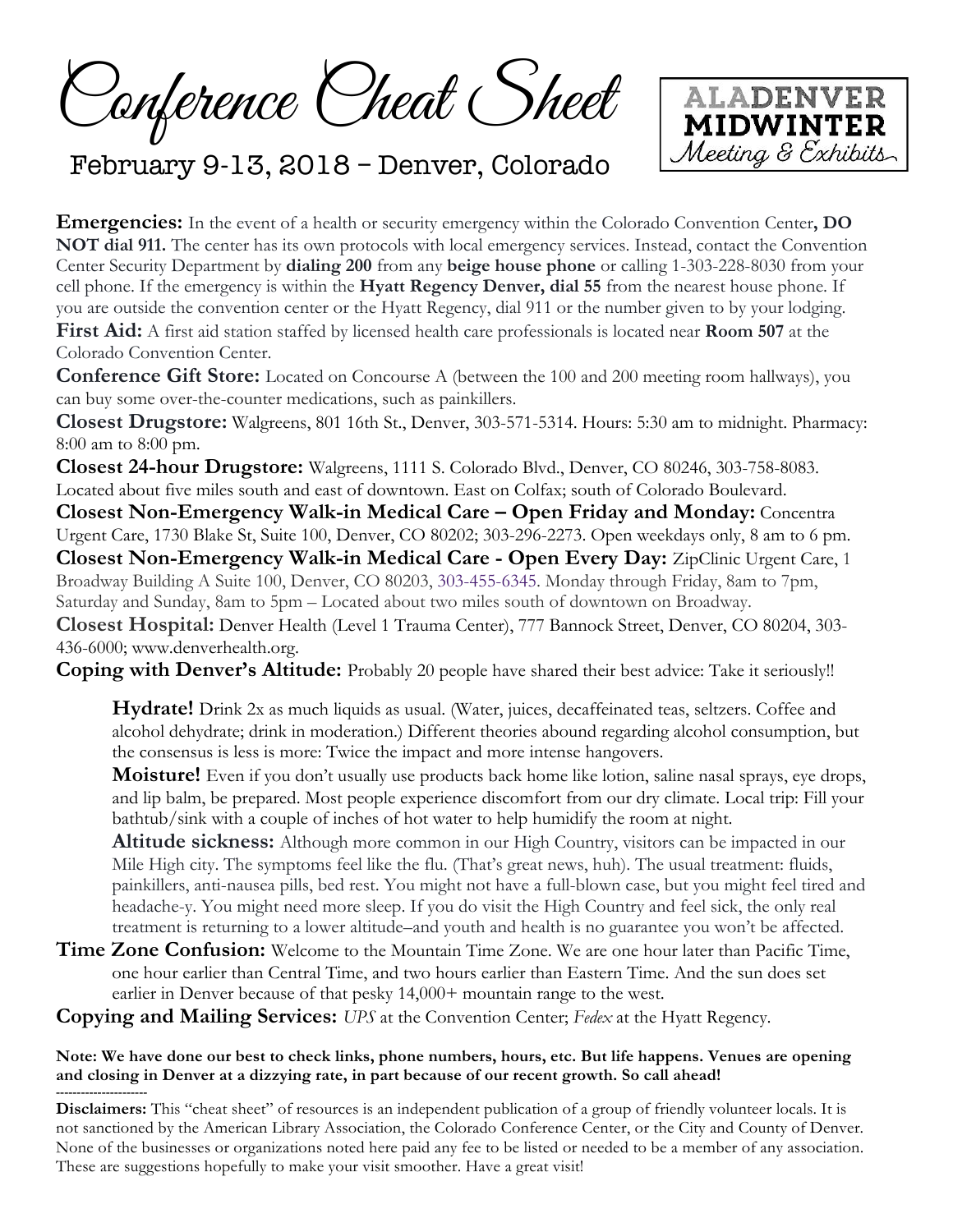# Conference Cheat Sheet

## February 9-13, 2018 – Denver, Colorado

ALA DENVER MIDWINTER *Meeting & Exhibits*

**Emergencies:** In the event of a health or security emergency within the Colorado Convention Center**, DO NOT dial 911.** The center has its own protocols with local emergency services. Instead, contact the Convention Center Security Department by **dialing 200** from any **beige house phone** or calling 1-303-228-8030 from your cell phone. If the emergency is within the **Hyatt Regency Denver, dial 55** from the nearest house phone. If you are outside the convention center or the Hyatt Regency, dial 911 or the number given to by your lodging.

**First Aid:** A first aid station staffed by licensed health care professionals is located near **Room 507** at the Colorado Convention Center.

**Conference Gift Store:** Located on Concourse A (between the 100 and 200 meeting room hallways), you can buy some over-the-counter medications, such as painkillers.

**Closest Drugstore:** Walgreens, 801 16th St., Denver, 303-571-5314. Hours: 5:30 am to midnight. Pharmacy: 8:00 am to 8:00 pm.

**Closest 24-hour Drugstore:** Walgreens, 1111 S. Colorado Blvd., Denver, CO 80246, 303-758-8083. Located about five miles south and east of downtown. East on Colfax; south of Colorado Boulevard.

**Closest Non-Emergency Walk-in Medical Care – Open Friday and Monday:** Concentra Urgent Care, 1730 Blake St, Suite 100, Denver, CO 80202; 303-296-2273. Open weekdays only, 8 am to 6 pm.

**Closest Non-Emergency Walk-in Medical Care - Open Every Day:** ZipClinic Urgent Care, 1 Broadway Building A Suite 100, Denver, CO 80203, 303-455-6345. Monday through Friday, 8am to 7pm, Saturday and Sunday, 8am to 5pm – Located about two miles south of downtown on Broadway.

**Closest Hospital:** Denver Health (Level 1 Trauma Center), 777 Bannock Street, Denver, CO 80204, 303-436-6000; www.denverhealth.org.

**Coping with Denver's Altitude:** Probably 20 people have shared their best advice: Take it seriously!!

> **Hydrate!** Drink 2x as much liquids as usual. (Water, juices, decaffeinated teas, seltzers. Coffee and alcohol dehydrate; drink in moderation.) Different theories abound regarding alcohol consumption, but the consensus is less is more: Twice the impact and more intense hangovers.
>
> **Moisture!** Even if you don't usually use products back home like lotion, saline nasal sprays, eye drops, and lip balm, be prepared. Most people experience discomfort from our dry climate. Local trip: Fill your bathtub/sink with a couple of inches of hot water to help humidify the room at night.
>
> **Altitude sickness:** Although more common in our High Country, visitors can be impacted in our Mile High city. The symptoms feel like the flu. (That's great news, huh). The usual treatment: fluids, painkillers, anti-nausea pills, bed rest. You might not have a full-blown case, but you might feel tired and headache-y. You might need more sleep. If you do visit the High Country and feel sick, the only real treatment is returning to a lower altitude–and youth and health is no guarantee you won't be affected.

**Time Zone Confusion:** Welcome to the Mountain Time Zone. We are one hour later than Pacific Time, one hour earlier than Central Time, and two hours earlier than Eastern Time. And the sun does set earlier in Denver because of that pesky 14,000+ mountain range to the west.

**Copying and Mailing Services:** *UPS* at the Convention Center; *Fedex* at the Hyatt Regency.

**Note: We have done our best to check links, phone numbers, hours, etc. But life happens. Venues are opening and closing in Denver at a dizzying rate, in part because of our recent growth. So call ahead!**

----------------------

**Disclaimers:** This "cheat sheet" of resources is an independent publication of a group of friendly volunteer locals. It is not sanctioned by the American Library Association, the Colorado Conference Center, or the City and County of Denver. None of the businesses or organizations noted here paid any fee to be listed or needed to be a member of any association. These are suggestions hopefully to make your visit smoother. Have a great visit!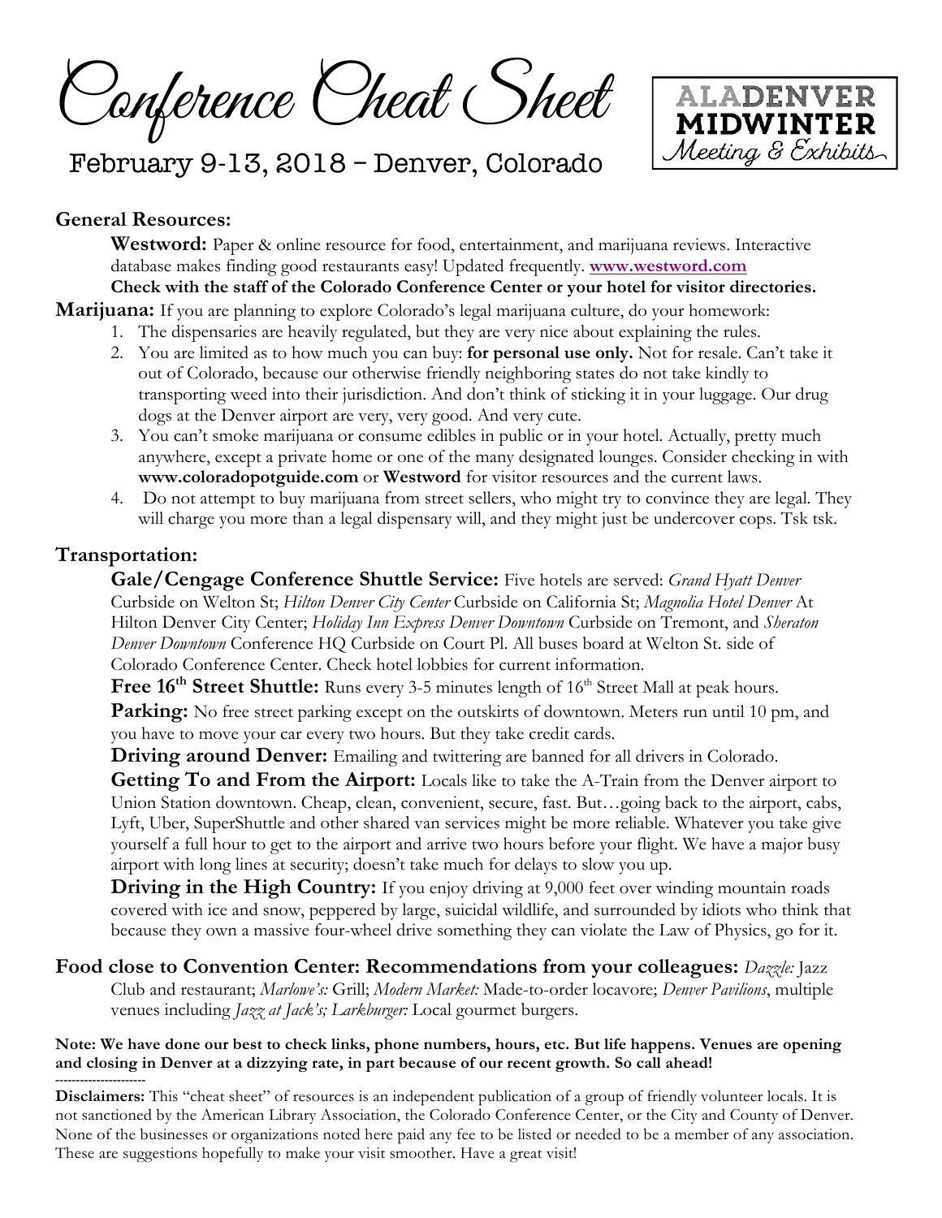# Conference Cheat Sheet

February 9-13, 2018 – Denver, Colorado

ALADENVER MIDWINTER Meeting & Exhibits

## General Resources:

**Westword:** Paper & online resource for food, entertainment, and marijuana reviews. Interactive database makes finding good restaurants easy! Updated frequently. **www.westword.com**

**Check with the staff of the Colorado Conference Center or your hotel for visitor directories.**

**Marijuana:** If you are planning to explore Colorado's legal marijuana culture, do your homework:

1. The dispensaries are heavily regulated, but they are very nice about explaining the rules.
2. You are limited as to how much you can buy: **for personal use only.** Not for resale. Can't take it out of Colorado, because our otherwise friendly neighboring states do not take kindly to transporting weed into their jurisdiction. And don't think of sticking it in your luggage. Our drug dogs at the Denver airport are very, very good. And very cute.
3. You can't smoke marijuana or consume edibles in public or in your hotel. Actually, pretty much anywhere, except a private home or one of the many designated lounges. Consider checking in with **www.coloradopotguide.com** or **Westword** for visitor resources and the current laws.
4. Do not attempt to buy marijuana from street sellers, who might try to convince they are legal. They will charge you more than a legal dispensary will, and they might just be undercover cops. Tsk tsk.

## Transportation:

**Gale/Cengage Conference Shuttle Service:** Five hotels are served: *Grand Hyatt Denver* Curbside on Welton St; *Hilton Denver City Center* Curbside on California St; *Magnolia Hotel Denver* At Hilton Denver City Center; *Holiday Inn Express Denver Downtown* Curbside on Tremont, and *Sheraton Denver Downtown* Conference HQ Curbside on Court Pl. All buses board at Welton St. side of Colorado Conference Center. Check hotel lobbies for current information.

**Free 16th Street Shuttle:** Runs every 3-5 minutes length of 16th Street Mall at peak hours.

**Parking:** No free street parking except on the outskirts of downtown. Meters run until 10 pm, and you have to move your car every two hours. But they take credit cards.

**Driving around Denver:** Emailing and twittering are banned for all drivers in Colorado.

**Getting To and From the Airport:** Locals like to take the A-Train from the Denver airport to Union Station downtown. Cheap, clean, convenient, secure, fast. But…going back to the airport, cabs, Lyft, Uber, SuperShuttle and other shared van services might be more reliable. Whatever you take give yourself a full hour to get to the airport and arrive two hours before your flight. We have a major busy airport with long lines at security; doesn't take much for delays to slow you up.

**Driving in the High Country:** If you enjoy driving at 9,000 feet over winding mountain roads covered with ice and snow, peppered by large, suicidal wildlife, and surrounded by idiots who think that because they own a massive four-wheel drive something they can violate the Law of Physics, go for it.

## Food close to Convention Center: Recommendations from your colleagues:

*Dazzle:* Jazz Club and restaurant; *Marlowe's:* Grill; *Modern Market:* Made-to-order locavore; *Denver Pavilions*, multiple venues including *Jazz at Jack's; Larkburger:* Local gourmet burgers.

**Note: We have done our best to check links, phone numbers, hours, etc. But life happens. Venues are opening and closing in Denver at a dizzying rate, in part because of our recent growth. So call ahead!**

----------------------

**Disclaimers:** This "cheat sheet" of resources is an independent publication of a group of friendly volunteer locals. It is not sanctioned by the American Library Association, the Colorado Conference Center, or the City and County of Denver. None of the businesses or organizations noted here paid any fee to be listed or needed to be a member of any association. These are suggestions hopefully to make your visit smoother. Have a great visit!